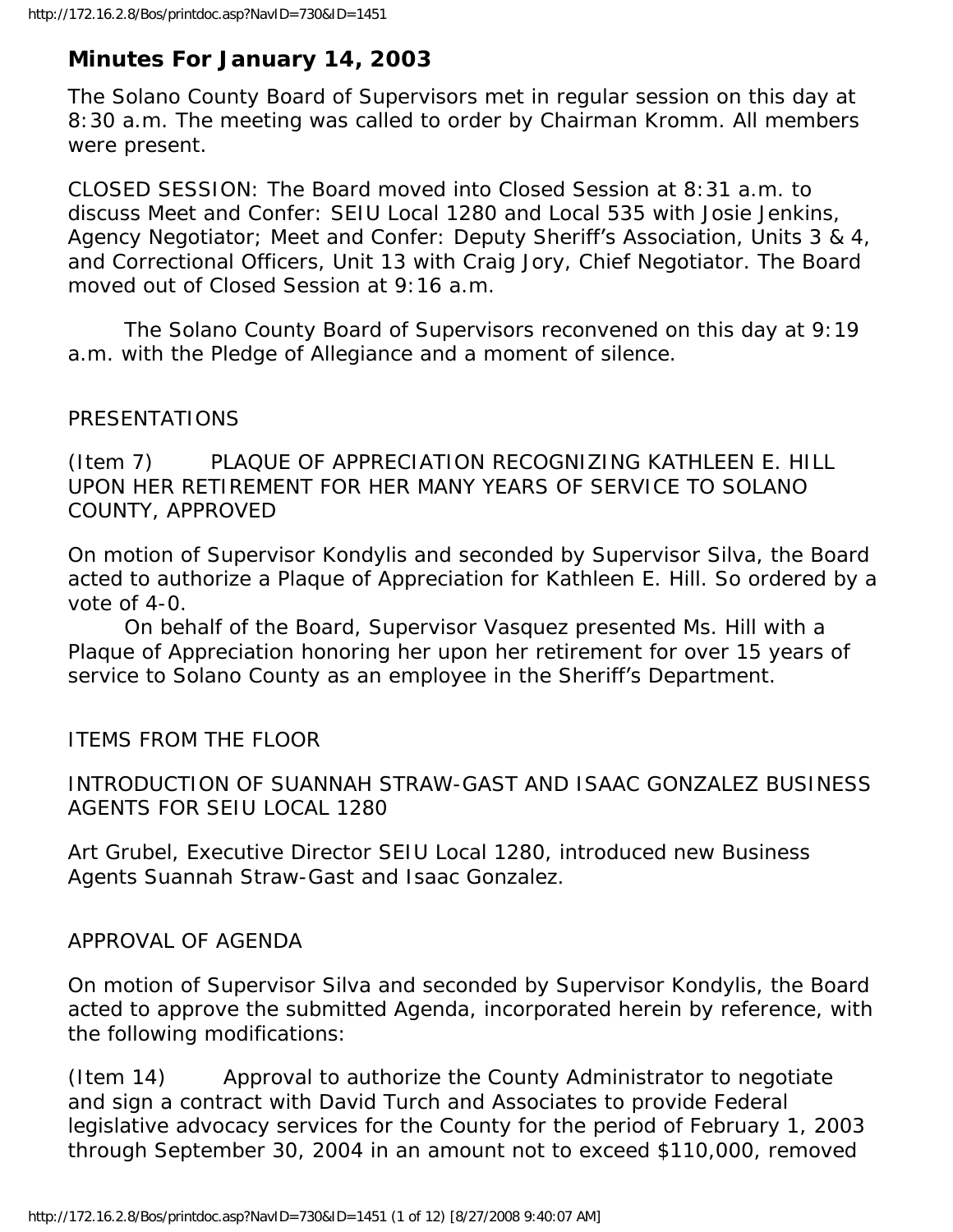# Minutes For January 14, 2003

The Solano County Board of Supervisors met in regular session on this day at 8:30 a.m. The meeting was called to order by Chairman Kromm. All members were present.

CLOSED SESSION: The Board moved into Closed Session at 8:31 a.m. to discuss Meet and Confer: SEIU Local 1280 and Local 535 with Josie Jenkins, Agency Negotiator; Meet and Confer: Deputy Sheriff's Association, Units 3 & 4, and Correctional Officers, Unit 13 with Craig Jory, Chief Negotiator. The Board moved out of Closed Session at 9:16 a.m.

The Solano County Board of Supervisors reconvened on this day at 9:19 a.m. with the Pledge of Allegiance and a moment of silence.

PRESENTATIONS

(Item 7) PLAQUE OF APPRECIATION RECOGNIZING KATHLEEN E. HILL UPON HER RETIREMENT FOR HER MANY YEARS OF SERVICE TO SOLANO COUNTY, APPROVED

On motion of Supervisor Kondylis and seconded by Supervisor Silva, the Board acted to authorize a Plaque of Appreciation for Kathleen E. Hill. So ordered by a vote of 4-0.

On behalf of the Board, Supervisor Vasquez presented Ms. Hill with a Plaque of Appreciation honoring her upon her retirement for over 15 years of service to Solano County as an employee in the Sheriff's Department.

ITEMS FROM THE FLOOR

INTRODUCTION OF SUANNAH STRAW-GAST AND ISAAC GONZALEZ BUSINESS AGENTS FOR SEIU LOCAL 1280

Art Grubel, Executive Director SEIU Local 1280, introduced new Business Agents Suannah Straw-Gast and Isaac Gonzalez.

APPROVAL OF AGENDA

On motion of Supervisor Silva and seconded by Supervisor Kondylis, the Board acted to approve the submitted Agenda, incorporated herein by reference, with the following modifications:

(Item 14) Approval to authorize the County Administrator to negotiate and sign a contract with David Turch and Associates to provide Federal legislative advocacy services for the County for the period of February 1, 2003 through September 30, 2004 in an amount not to exceed $110,000, removed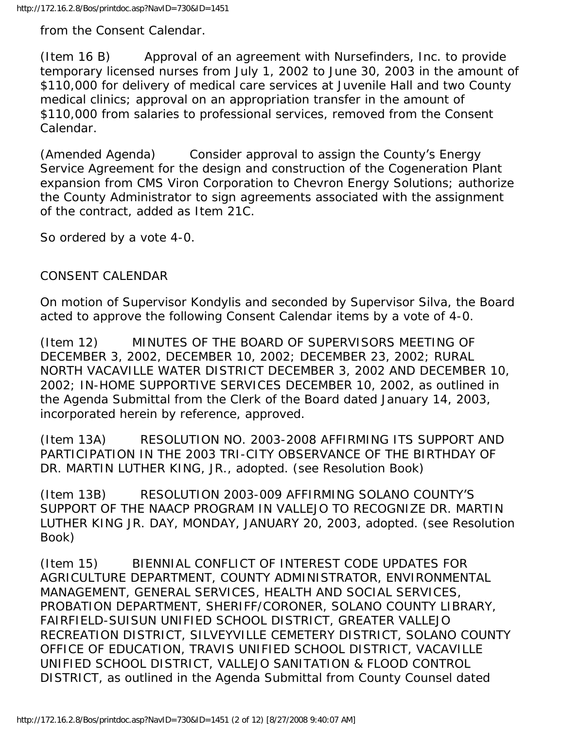from the Consent Calendar.

(Item 16 B) Approval of an agreement with Nursefinders, Inc. to provide temporary licensed nurses from July 1, 2002 to June 30, 2003 in the amount of $110,000 for delivery of medical care services at Juvenile Hall and two County medical clinics; approval on an appropriation transfer in the amount of $110,000 from salaries to professional services, removed from the Consent Calendar.

(Amended Agenda) Consider approval to assign the County's Energy Service Agreement for the design and construction of the Cogeneration Plant expansion from CMS Viron Corporation to Chevron Energy Solutions; authorize the County Administrator to sign agreements associated with the assignment of the contract, added as Item 21C.

So ordered by a vote 4-0.

CONSENT CALENDAR

On motion of Supervisor Kondylis and seconded by Supervisor Silva, the Board acted to approve the following Consent Calendar items by a vote of 4-0.

(Item 12) MINUTES OF THE BOARD OF SUPERVISORS MEETING OF DECEMBER 3, 2002, DECEMBER 10, 2002; DECEMBER 23, 2002; RURAL NORTH VACAVILLE WATER DISTRICT DECEMBER 3, 2002 AND DECEMBER 10, 2002; IN-HOME SUPPORTIVE SERVICES DECEMBER 10, 2002, as outlined in the Agenda Submittal from the Clerk of the Board dated January 14, 2003, incorporated herein by reference, approved.

(Item 13A) RESOLUTION NO. 2003-2008 AFFIRMING ITS SUPPORT AND PARTICIPATION IN THE 2003 TRI-CITY OBSERVANCE OF THE BIRTHDAY OF DR. MARTIN LUTHER KING, JR., adopted. (see Resolution Book)

(Item 13B) RESOLUTION 2003-009 AFFIRMING SOLANO COUNTY'S SUPPORT OF THE NAACP PROGRAM IN VALLEJO TO RECOGNIZE DR. MARTIN LUTHER KING JR. DAY, MONDAY, JANUARY 20, 2003, adopted. (see Resolution Book)

(Item 15) BIENNIAL CONFLICT OF INTEREST CODE UPDATES FOR AGRICULTURE DEPARTMENT, COUNTY ADMINISTRATOR, ENVIRONMENTAL MANAGEMENT, GENERAL SERVICES, HEALTH AND SOCIAL SERVICES, PROBATION DEPARTMENT, SHERIFF/CORONER, SOLANO COUNTY LIBRARY, FAIRFIELD-SUISUN UNIFIED SCHOOL DISTRICT, GREATER VALLEJO RECREATION DISTRICT, SILVEYVILLE CEMETERY DISTRICT, SOLANO COUNTY OFFICE OF EDUCATION, TRAVIS UNIFIED SCHOOL DISTRICT, VACAVILLE UNIFIED SCHOOL DISTRICT, VALLEJO SANITATION & FLOOD CONTROL DISTRICT, as outlined in the Agenda Submittal from County Counsel dated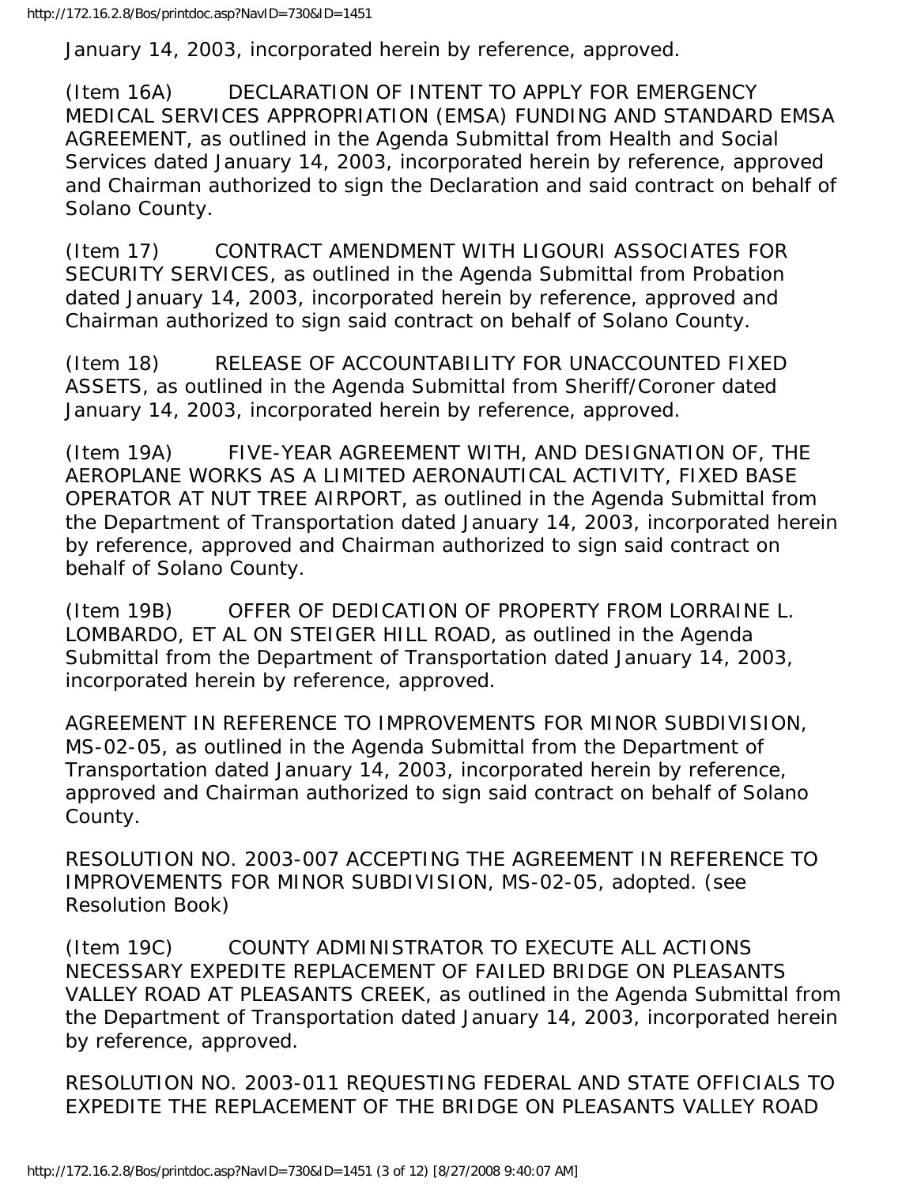January 14, 2003, incorporated herein by reference, approved.

(Item 16A) DECLARATION OF INTENT TO APPLY FOR EMERGENCY MEDICAL SERVICES APPROPRIATION (EMSA) FUNDING AND STANDARD EMSA AGREEMENT, as outlined in the Agenda Submittal from Health and Social Services dated January 14, 2003, incorporated herein by reference, approved and Chairman authorized to sign the Declaration and said contract on behalf of Solano County.

(Item 17) CONTRACT AMENDMENT WITH LIGOURI ASSOCIATES FOR SECURITY SERVICES, as outlined in the Agenda Submittal from Probation dated January 14, 2003, incorporated herein by reference, approved and Chairman authorized to sign said contract on behalf of Solano County.

(Item 18) RELEASE OF ACCOUNTABILITY FOR UNACCOUNTED FIXED ASSETS, as outlined in the Agenda Submittal from Sheriff/Coroner dated January 14, 2003, incorporated herein by reference, approved.

(Item 19A) FIVE-YEAR AGREEMENT WITH, AND DESIGNATION OF, THE AEROPLANE WORKS AS A LIMITED AERONAUTICAL ACTIVITY, FIXED BASE OPERATOR AT NUT TREE AIRPORT, as outlined in the Agenda Submittal from the Department of Transportation dated January 14, 2003, incorporated herein by reference, approved and Chairman authorized to sign said contract on behalf of Solano County.

(Item 19B) OFFER OF DEDICATION OF PROPERTY FROM LORRAINE L. LOMBARDO, ET AL ON STEIGER HILL ROAD, as outlined in the Agenda Submittal from the Department of Transportation dated January 14, 2003, incorporated herein by reference, approved.

AGREEMENT IN REFERENCE TO IMPROVEMENTS FOR MINOR SUBDIVISION, MS-02-05, as outlined in the Agenda Submittal from the Department of Transportation dated January 14, 2003, incorporated herein by reference, approved and Chairman authorized to sign said contract on behalf of Solano County.

RESOLUTION NO. 2003-007 ACCEPTING THE AGREEMENT IN REFERENCE TO IMPROVEMENTS FOR MINOR SUBDIVISION, MS-02-05, adopted. (see Resolution Book)

(Item 19C) COUNTY ADMINISTRATOR TO EXECUTE ALL ACTIONS NECESSARY EXPEDITE REPLACEMENT OF FAILED BRIDGE ON PLEASANTS VALLEY ROAD AT PLEASANTS CREEK, as outlined in the Agenda Submittal from the Department of Transportation dated January 14, 2003, incorporated herein by reference, approved.

RESOLUTION NO. 2003-011 REQUESTING FEDERAL AND STATE OFFICIALS TO EXPEDITE THE REPLACEMENT OF THE BRIDGE ON PLEASANTS VALLEY ROAD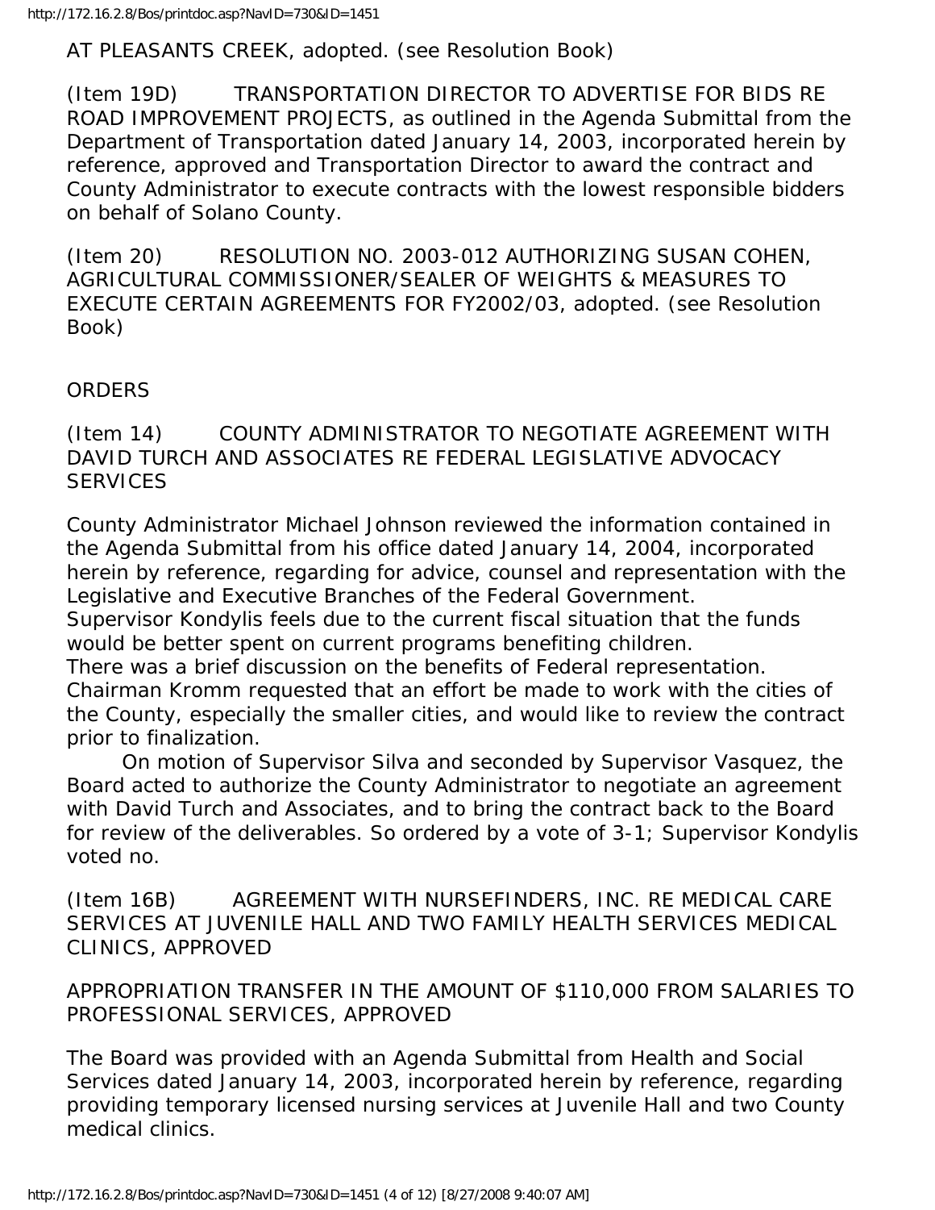AT PLEASANTS CREEK, adopted. (see Resolution Book)

(Item 19D) TRANSPORTATION DIRECTOR TO ADVERTISE FOR BIDS RE ROAD IMPROVEMENT PROJECTS, as outlined in the Agenda Submittal from the Department of Transportation dated January 14, 2003, incorporated herein by reference, approved and Transportation Director to award the contract and County Administrator to execute contracts with the lowest responsible bidders on behalf of Solano County.

(Item 20) RESOLUTION NO. 2003-012 AUTHORIZING SUSAN COHEN, AGRICULTURAL COMMISSIONER/SEALER OF WEIGHTS & MEASURES TO EXECUTE CERTAIN AGREEMENTS FOR FY2002/03, adopted. (see Resolution Book)

ORDERS

(Item 14) COUNTY ADMINISTRATOR TO NEGOTIATE AGREEMENT WITH DAVID TURCH AND ASSOCIATES RE FEDERAL LEGISLATIVE ADVOCACY SERVICES

County Administrator Michael Johnson reviewed the information contained in the Agenda Submittal from his office dated January 14, 2004, incorporated herein by reference, regarding for advice, counsel and representation with the Legislative and Executive Branches of the Federal Government.
Supervisor Kondylis feels due to the current fiscal situation that the funds would be better spent on current programs benefiting children.
There was a brief discussion on the benefits of Federal representation.
Chairman Kromm requested that an effort be made to work with the cities of the County, especially the smaller cities, and would like to review the contract prior to finalization.
On motion of Supervisor Silva and seconded by Supervisor Vasquez, the Board acted to authorize the County Administrator to negotiate an agreement with David Turch and Associates, and to bring the contract back to the Board for review of the deliverables. So ordered by a vote of 3-1; Supervisor Kondylis voted no.

(Item 16B) AGREEMENT WITH NURSEFINDERS, INC. RE MEDICAL CARE SERVICES AT JUVENILE HALL AND TWO FAMILY HEALTH SERVICES MEDICAL CLINICS, APPROVED

APPROPRIATION TRANSFER IN THE AMOUNT OF $110,000 FROM SALARIES TO PROFESSIONAL SERVICES, APPROVED

The Board was provided with an Agenda Submittal from Health and Social Services dated January 14, 2003, incorporated herein by reference, regarding providing temporary licensed nursing services at Juvenile Hall and two County medical clinics.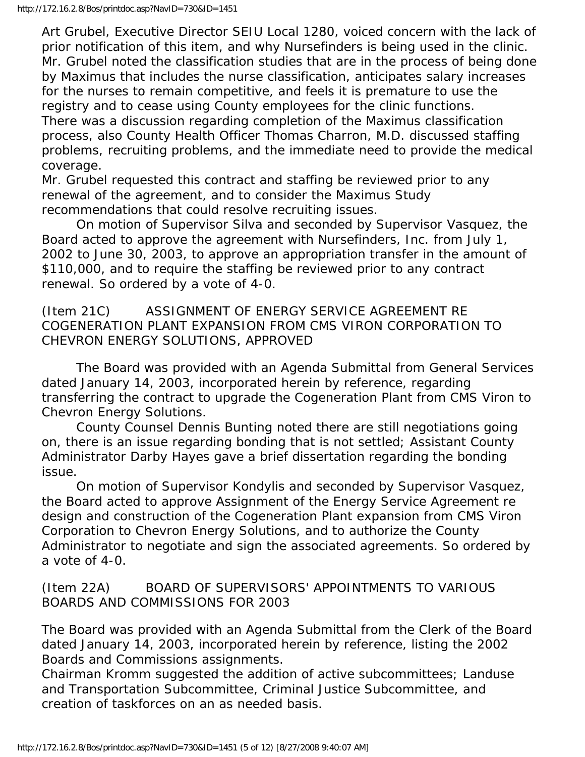Art Grubel, Executive Director SEIU Local 1280, voiced concern with the lack of prior notification of this item, and why Nursefinders is being used in the clinic. Mr. Grubel noted the classification studies that are in the process of being done by Maximus that includes the nurse classification, anticipates salary increases for the nurses to remain competitive, and feels it is premature to use the registry and to cease using County employees for the clinic functions.
There was a discussion regarding completion of the Maximus classification process, also County Health Officer Thomas Charron, M.D. discussed staffing problems, recruiting problems, and the immediate need to provide the medical coverage.
Mr. Grubel requested this contract and staffing be reviewed prior to any renewal of the agreement, and to consider the Maximus Study recommendations that could resolve recruiting issues.

On motion of Supervisor Silva and seconded by Supervisor Vasquez, the Board acted to approve the agreement with Nursefinders, Inc. from July 1, 2002 to June 30, 2003, to approve an appropriation transfer in the amount of $110,000, and to require the staffing be reviewed prior to any contract renewal. So ordered by a vote of 4-0.

(Item 21C) ASSIGNMENT OF ENERGY SERVICE AGREEMENT RE COGENERATION PLANT EXPANSION FROM CMS VIRON CORPORATION TO CHEVRON ENERGY SOLUTIONS, APPROVED

The Board was provided with an Agenda Submittal from General Services dated January 14, 2003, incorporated herein by reference, regarding transferring the contract to upgrade the Cogeneration Plant from CMS Viron to Chevron Energy Solutions.

County Counsel Dennis Bunting noted there are still negotiations going on, there is an issue regarding bonding that is not settled; Assistant County Administrator Darby Hayes gave a brief dissertation regarding the bonding issue.

On motion of Supervisor Kondylis and seconded by Supervisor Vasquez, the Board acted to approve Assignment of the Energy Service Agreement re design and construction of the Cogeneration Plant expansion from CMS Viron Corporation to Chevron Energy Solutions, and to authorize the County Administrator to negotiate and sign the associated agreements. So ordered by a vote of 4-0.

(Item 22A) BOARD OF SUPERVISORS' APPOINTMENTS TO VARIOUS BOARDS AND COMMISSIONS FOR 2003

The Board was provided with an Agenda Submittal from the Clerk of the Board dated January 14, 2003, incorporated herein by reference, listing the 2002 Boards and Commissions assignments.
Chairman Kromm suggested the addition of active subcommittees; Landuse and Transportation Subcommittee, Criminal Justice Subcommittee, and creation of taskforces on an as needed basis.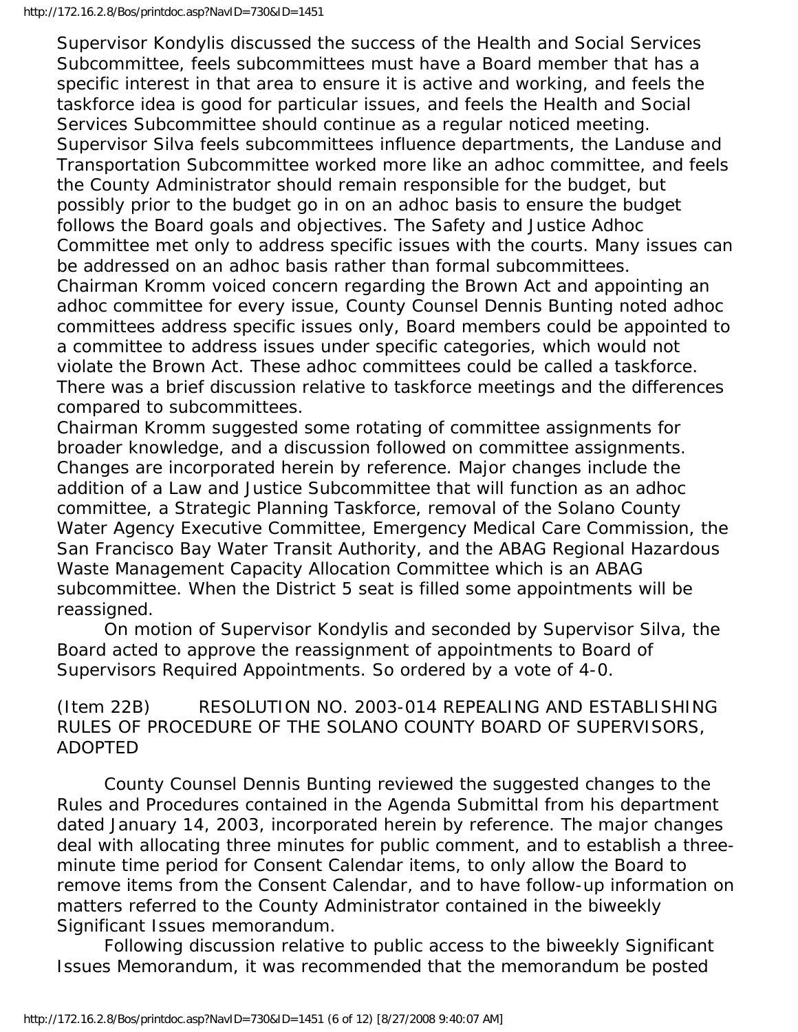Supervisor Kondylis discussed the success of the Health and Social Services Subcommittee, feels subcommittees must have a Board member that has a specific interest in that area to ensure it is active and working, and feels the taskforce idea is good for particular issues, and feels the Health and Social Services Subcommittee should continue as a regular noticed meeting.
Supervisor Silva feels subcommittees influence departments, the Landuse and Transportation Subcommittee worked more like an adhoc committee, and feels the County Administrator should remain responsible for the budget, but possibly prior to the budget go in on an adhoc basis to ensure the budget follows the Board goals and objectives. The Safety and Justice Adhoc Committee met only to address specific issues with the courts. Many issues can be addressed on an adhoc basis rather than formal subcommittees.
Chairman Kromm voiced concern regarding the Brown Act and appointing an adhoc committee for every issue, County Counsel Dennis Bunting noted adhoc committees address specific issues only, Board members could be appointed to a committee to address issues under specific categories, which would not violate the Brown Act. These adhoc committees could be called a taskforce.
There was a brief discussion relative to taskforce meetings and the differences compared to subcommittees.
Chairman Kromm suggested some rotating of committee assignments for broader knowledge, and a discussion followed on committee assignments.
Changes are incorporated herein by reference. Major changes include the addition of a Law and Justice Subcommittee that will function as an adhoc committee, a Strategic Planning Taskforce, removal of the Solano County Water Agency Executive Committee, Emergency Medical Care Commission, the San Francisco Bay Water Transit Authority, and the ABAG Regional Hazardous Waste Management Capacity Allocation Committee which is an ABAG subcommittee. When the District 5 seat is filled some appointments will be reassigned.

On motion of Supervisor Kondylis and seconded by Supervisor Silva, the Board acted to approve the reassignment of appointments to Board of Supervisors Required Appointments. So ordered by a vote of 4-0.

(Item 22B) RESOLUTION NO. 2003-014 REPEALING AND ESTABLISHING RULES OF PROCEDURE OF THE SOLANO COUNTY BOARD OF SUPERVISORS, ADOPTED

County Counsel Dennis Bunting reviewed the suggested changes to the Rules and Procedures contained in the Agenda Submittal from his department dated January 14, 2003, incorporated herein by reference. The major changes deal with allocating three minutes for public comment, and to establish a three-minute time period for Consent Calendar items, to only allow the Board to remove items from the Consent Calendar, and to have follow-up information on matters referred to the County Administrator contained in the biweekly Significant Issues memorandum.

Following discussion relative to public access to the biweekly Significant Issues Memorandum, it was recommended that the memorandum be posted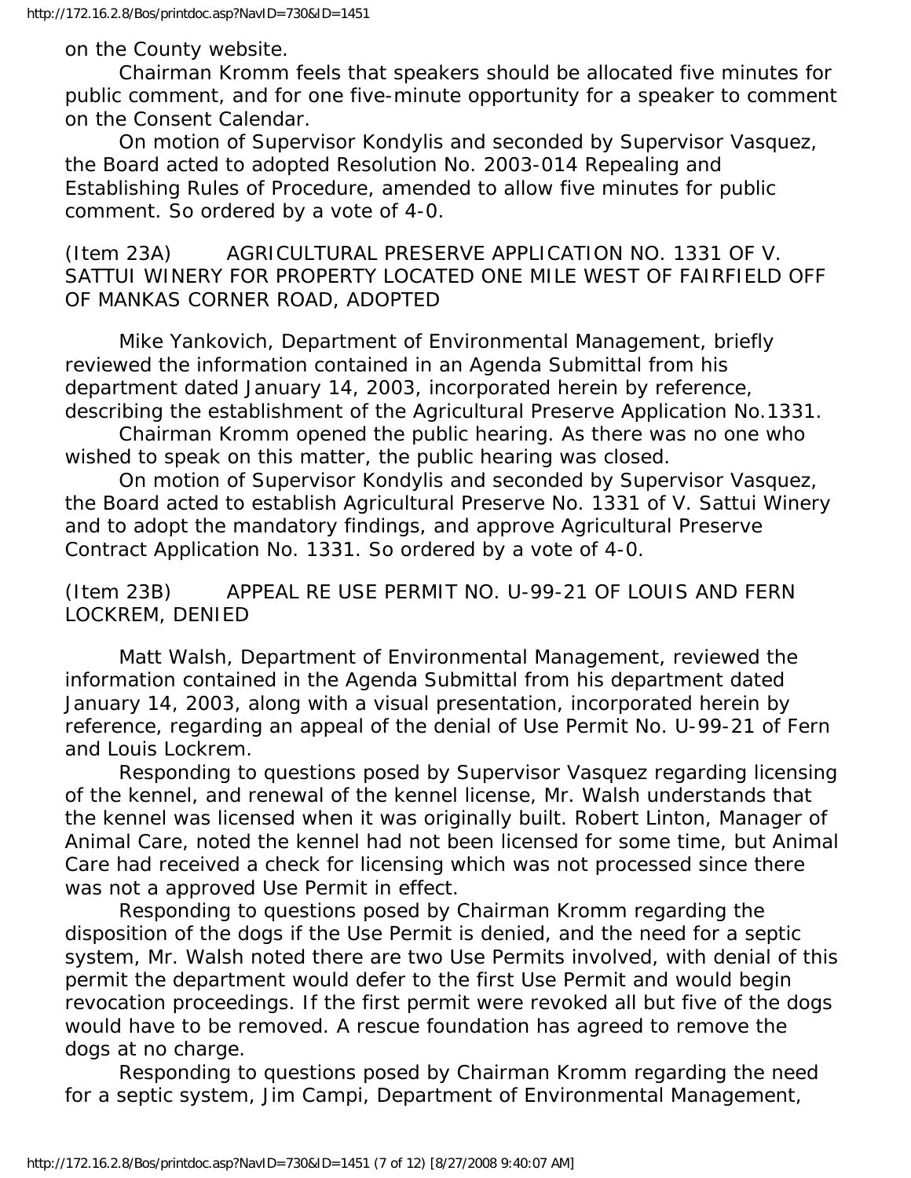on the County website.

Chairman Kromm feels that speakers should be allocated five minutes for public comment, and for one five-minute opportunity for a speaker to comment on the Consent Calendar.

On motion of Supervisor Kondylis and seconded by Supervisor Vasquez, the Board acted to adopted Resolution No. 2003-014 Repealing and Establishing Rules of Procedure, amended to allow five minutes for public comment. So ordered by a vote of 4-0.

(Item 23A) AGRICULTURAL PRESERVE APPLICATION NO. 1331 OF V. SATTUI WINERY FOR PROPERTY LOCATED ONE MILE WEST OF FAIRFIELD OFF OF MANKAS CORNER ROAD, ADOPTED

Mike Yankovich, Department of Environmental Management, briefly reviewed the information contained in an Agenda Submittal from his department dated January 14, 2003, incorporated herein by reference, describing the establishment of the Agricultural Preserve Application No.1331.

Chairman Kromm opened the public hearing. As there was no one who wished to speak on this matter, the public hearing was closed.

On motion of Supervisor Kondylis and seconded by Supervisor Vasquez, the Board acted to establish Agricultural Preserve No. 1331 of V. Sattui Winery and to adopt the mandatory findings, and approve Agricultural Preserve Contract Application No. 1331. So ordered by a vote of 4-0.

(Item 23B) APPEAL RE USE PERMIT NO. U-99-21 OF LOUIS AND FERN LOCKREM, DENIED

Matt Walsh, Department of Environmental Management, reviewed the information contained in the Agenda Submittal from his department dated January 14, 2003, along with a visual presentation, incorporated herein by reference, regarding an appeal of the denial of Use Permit No. U-99-21 of Fern and Louis Lockrem.

Responding to questions posed by Supervisor Vasquez regarding licensing of the kennel, and renewal of the kennel license, Mr. Walsh understands that the kennel was licensed when it was originally built. Robert Linton, Manager of Animal Care, noted the kennel had not been licensed for some time, but Animal Care had received a check for licensing which was not processed since there was not a approved Use Permit in effect.

Responding to questions posed by Chairman Kromm regarding the disposition of the dogs if the Use Permit is denied, and the need for a septic system, Mr. Walsh noted there are two Use Permits involved, with denial of this permit the department would defer to the first Use Permit and would begin revocation proceedings. If the first permit were revoked all but five of the dogs would have to be removed. A rescue foundation has agreed to remove the dogs at no charge.

Responding to questions posed by Chairman Kromm regarding the need for a septic system, Jim Campi, Department of Environmental Management,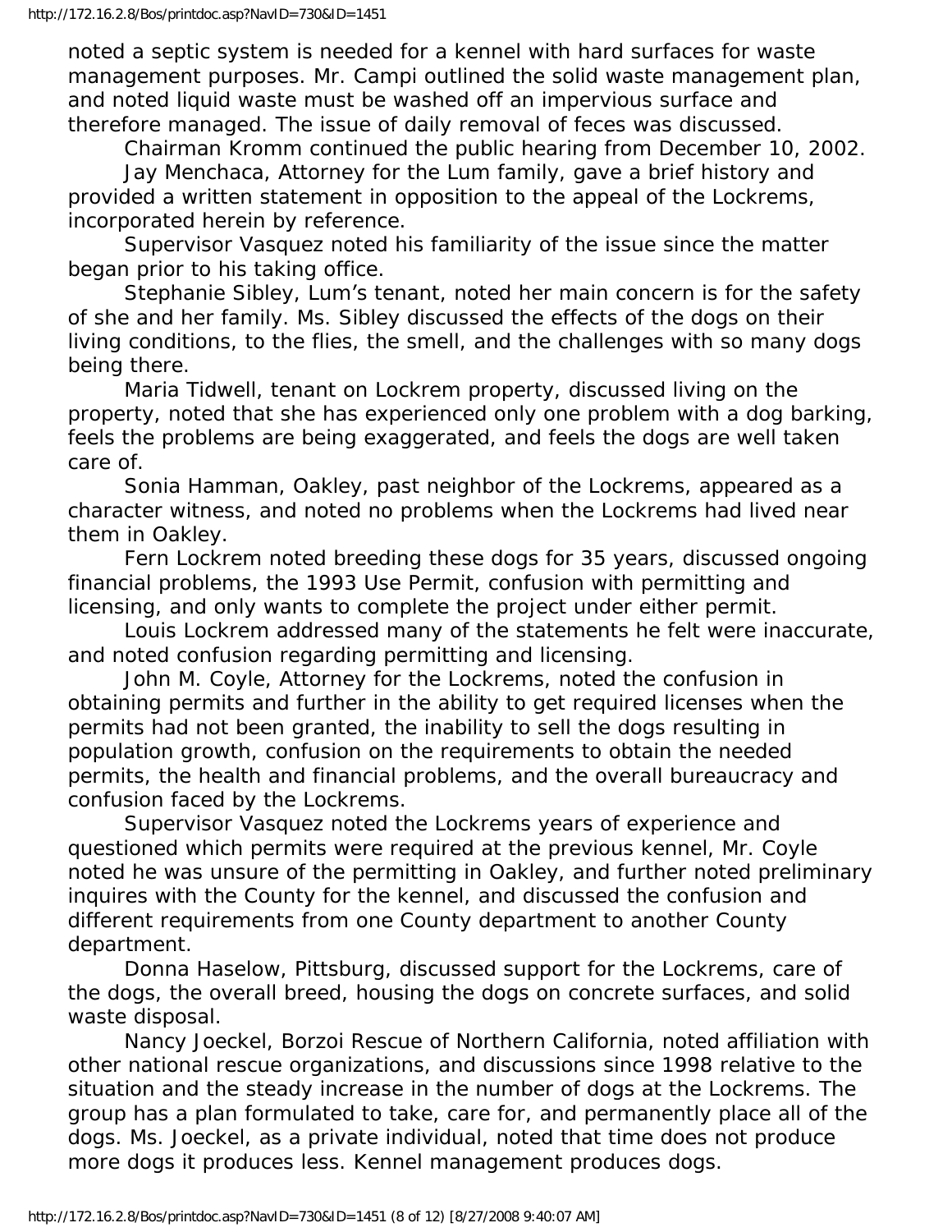noted a septic system is needed for a kennel with hard surfaces for waste management purposes. Mr. Campi outlined the solid waste management plan, and noted liquid waste must be washed off an impervious surface and therefore managed. The issue of daily removal of feces was discussed.

Chairman Kromm continued the public hearing from December 10, 2002.

Jay Menchaca, Attorney for the Lum family, gave a brief history and provided a written statement in opposition to the appeal of the Lockrems, incorporated herein by reference.

Supervisor Vasquez noted his familiarity of the issue since the matter began prior to his taking office.

Stephanie Sibley, Lum's tenant, noted her main concern is for the safety of she and her family. Ms. Sibley discussed the effects of the dogs on their living conditions, to the flies, the smell, and the challenges with so many dogs being there.

Maria Tidwell, tenant on Lockrem property, discussed living on the property, noted that she has experienced only one problem with a dog barking, feels the problems are being exaggerated, and feels the dogs are well taken care of.

Sonia Hamman, Oakley, past neighbor of the Lockrems, appeared as a character witness, and noted no problems when the Lockrems had lived near them in Oakley.

Fern Lockrem noted breeding these dogs for 35 years, discussed ongoing financial problems, the 1993 Use Permit, confusion with permitting and licensing, and only wants to complete the project under either permit.

Louis Lockrem addressed many of the statements he felt were inaccurate, and noted confusion regarding permitting and licensing.

John M. Coyle, Attorney for the Lockrems, noted the confusion in obtaining permits and further in the ability to get required licenses when the permits had not been granted, the inability to sell the dogs resulting in population growth, confusion on the requirements to obtain the needed permits, the health and financial problems, and the overall bureaucracy and confusion faced by the Lockrems.

Supervisor Vasquez noted the Lockrems years of experience and questioned which permits were required at the previous kennel, Mr. Coyle noted he was unsure of the permitting in Oakley, and further noted preliminary inquires with the County for the kennel, and discussed the confusion and different requirements from one County department to another County department.

Donna Haselow, Pittsburg, discussed support for the Lockrems, care of the dogs, the overall breed, housing the dogs on concrete surfaces, and solid waste disposal.

Nancy Joeckel, Borzoi Rescue of Northern California, noted affiliation with other national rescue organizations, and discussions since 1998 relative to the situation and the steady increase in the number of dogs at the Lockrems. The group has a plan formulated to take, care for, and permanently place all of the dogs. Ms. Joeckel, as a private individual, noted that time does not produce more dogs it produces less. Kennel management produces dogs.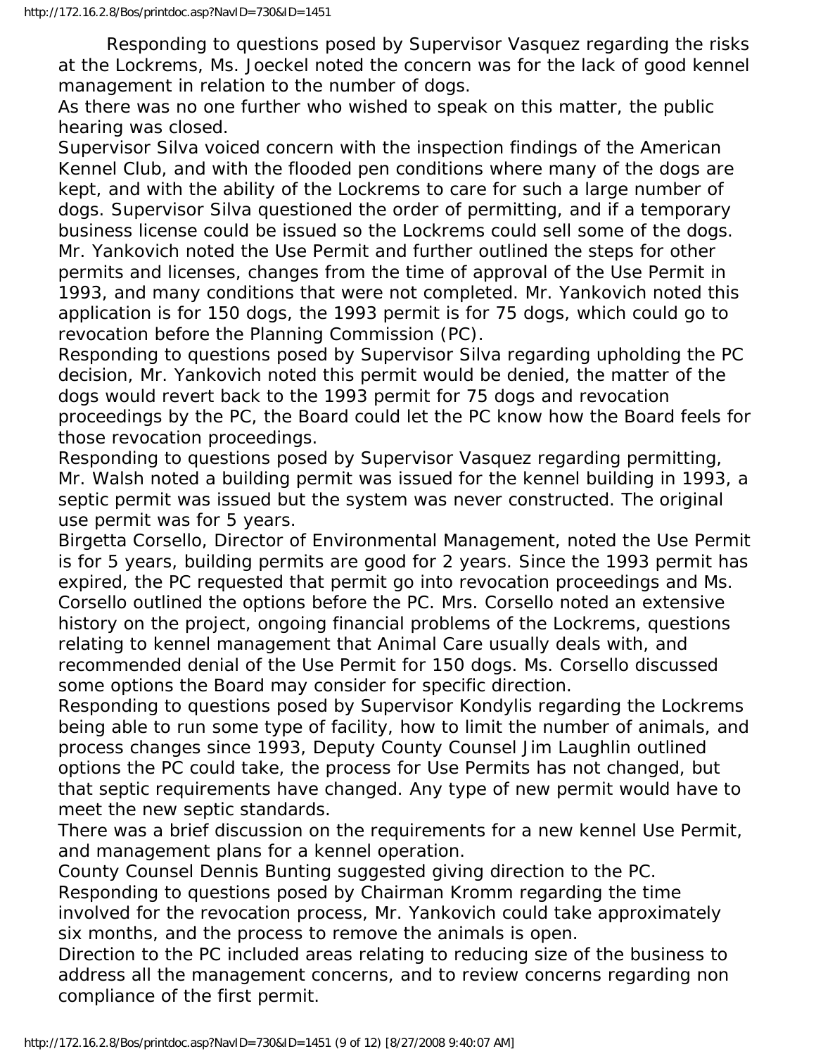Responding to questions posed by Supervisor Vasquez regarding the risks at the Lockrems, Ms. Joeckel noted the concern was for the lack of good kennel management in relation to the number of dogs.

As there was no one further who wished to speak on this matter, the public hearing was closed.

Supervisor Silva voiced concern with the inspection findings of the American Kennel Club, and with the flooded pen conditions where many of the dogs are kept, and with the ability of the Lockrems to care for such a large number of dogs. Supervisor Silva questioned the order of permitting, and if a temporary business license could be issued so the Lockrems could sell some of the dogs.

Mr. Yankovich noted the Use Permit and further outlined the steps for other permits and licenses, changes from the time of approval of the Use Permit in 1993, and many conditions that were not completed. Mr. Yankovich noted this application is for 150 dogs, the 1993 permit is for 75 dogs, which could go to revocation before the Planning Commission (PC).

Responding to questions posed by Supervisor Silva regarding upholding the PC decision, Mr. Yankovich noted this permit would be denied, the matter of the dogs would revert back to the 1993 permit for 75 dogs and revocation proceedings by the PC, the Board could let the PC know how the Board feels for those revocation proceedings.

Responding to questions posed by Supervisor Vasquez regarding permitting, Mr. Walsh noted a building permit was issued for the kennel building in 1993, a septic permit was issued but the system was never constructed. The original use permit was for 5 years.

Birgetta Corsello, Director of Environmental Management, noted the Use Permit is for 5 years, building permits are good for 2 years. Since the 1993 permit has expired, the PC requested that permit go into revocation proceedings and Ms. Corsello outlined the options before the PC. Mrs. Corsello noted an extensive history on the project, ongoing financial problems of the Lockrems, questions relating to kennel management that Animal Care usually deals with, and recommended denial of the Use Permit for 150 dogs. Ms. Corsello discussed some options the Board may consider for specific direction.

Responding to questions posed by Supervisor Kondylis regarding the Lockrems being able to run some type of facility, how to limit the number of animals, and process changes since 1993, Deputy County Counsel Jim Laughlin outlined options the PC could take, the process for Use Permits has not changed, but that septic requirements have changed. Any type of new permit would have to meet the new septic standards.

There was a brief discussion on the requirements for a new kennel Use Permit, and management plans for a kennel operation.

County Counsel Dennis Bunting suggested giving direction to the PC.

Responding to questions posed by Chairman Kromm regarding the time involved for the revocation process, Mr. Yankovich could take approximately six months, and the process to remove the animals is open.

Direction to the PC included areas relating to reducing size of the business to address all the management concerns, and to review concerns regarding non compliance of the first permit.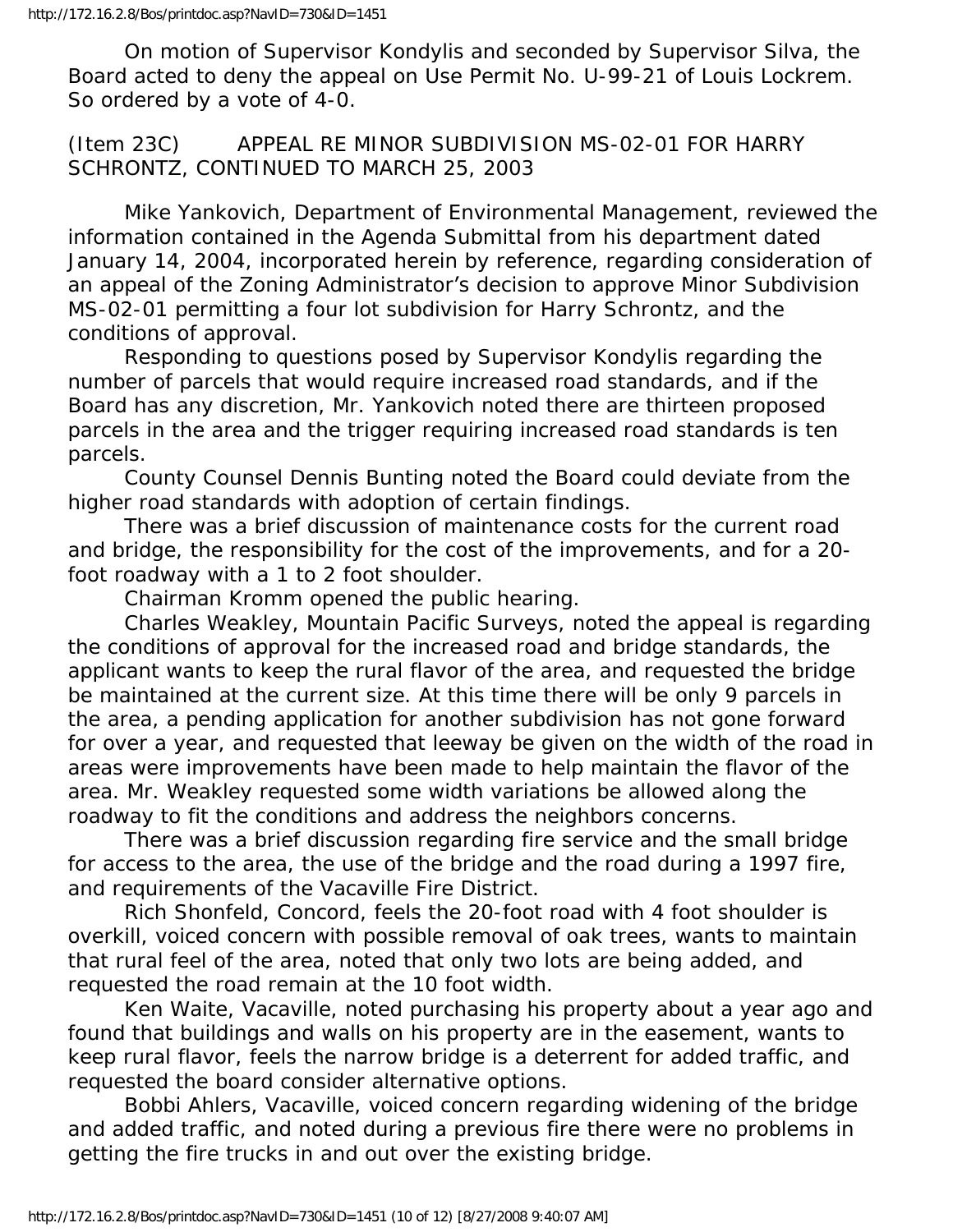On motion of Supervisor Kondylis and seconded by Supervisor Silva, the Board acted to deny the appeal on Use Permit No. U-99-21 of Louis Lockrem. So ordered by a vote of 4-0.

(Item 23C) APPEAL RE MINOR SUBDIVISION MS-02-01 FOR HARRY SCHRONTZ, CONTINUED TO MARCH 25, 2003

Mike Yankovich, Department of Environmental Management, reviewed the information contained in the Agenda Submittal from his department dated January 14, 2004, incorporated herein by reference, regarding consideration of an appeal of the Zoning Administrator's decision to approve Minor Subdivision MS-02-01 permitting a four lot subdivision for Harry Schrontz, and the conditions of approval.

Responding to questions posed by Supervisor Kondylis regarding the number of parcels that would require increased road standards, and if the Board has any discretion, Mr. Yankovich noted there are thirteen proposed parcels in the area and the trigger requiring increased road standards is ten parcels.

County Counsel Dennis Bunting noted the Board could deviate from the higher road standards with adoption of certain findings.

There was a brief discussion of maintenance costs for the current road and bridge, the responsibility for the cost of the improvements, and for a 20-foot roadway with a 1 to 2 foot shoulder.

Chairman Kromm opened the public hearing.

Charles Weakley, Mountain Pacific Surveys, noted the appeal is regarding the conditions of approval for the increased road and bridge standards, the applicant wants to keep the rural flavor of the area, and requested the bridge be maintained at the current size. At this time there will be only 9 parcels in the area, a pending application for another subdivision has not gone forward for over a year, and requested that leeway be given on the width of the road in areas were improvements have been made to help maintain the flavor of the area. Mr. Weakley requested some width variations be allowed along the roadway to fit the conditions and address the neighbors concerns.

There was a brief discussion regarding fire service and the small bridge for access to the area, the use of the bridge and the road during a 1997 fire, and requirements of the Vacaville Fire District.

Rich Shonfeld, Concord, feels the 20-foot road with 4 foot shoulder is overkill, voiced concern with possible removal of oak trees, wants to maintain that rural feel of the area, noted that only two lots are being added, and requested the road remain at the 10 foot width.

Ken Waite, Vacaville, noted purchasing his property about a year ago and found that buildings and walls on his property are in the easement, wants to keep rural flavor, feels the narrow bridge is a deterrent for added traffic, and requested the board consider alternative options.

Bobbi Ahlers, Vacaville, voiced concern regarding widening of the bridge and added traffic, and noted during a previous fire there were no problems in getting the fire trucks in and out over the existing bridge.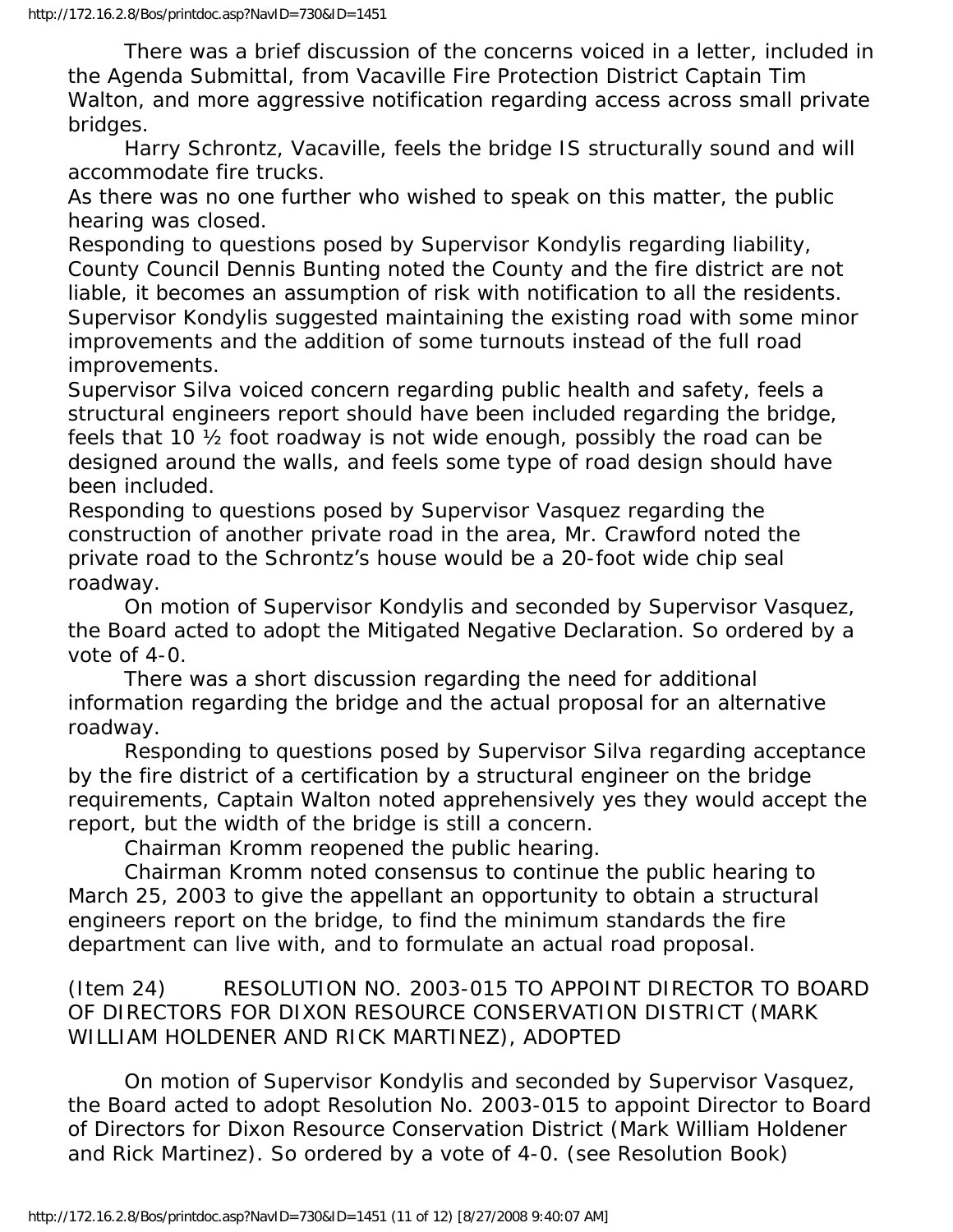There was a brief discussion of the concerns voiced in a letter, included in the Agenda Submittal, from Vacaville Fire Protection District Captain Tim Walton, and more aggressive notification regarding access across small private bridges.

Harry Schrontz, Vacaville, feels the bridge IS structurally sound and will accommodate fire trucks.

As there was no one further who wished to speak on this matter, the public hearing was closed.

Responding to questions posed by Supervisor Kondylis regarding liability, County Council Dennis Bunting noted the County and the fire district are not liable, it becomes an assumption of risk with notification to all the residents.

Supervisor Kondylis suggested maintaining the existing road with some minor improvements and the addition of some turnouts instead of the full road improvements.

Supervisor Silva voiced concern regarding public health and safety, feels a structural engineers report should have been included regarding the bridge, feels that 10 ½ foot roadway is not wide enough, possibly the road can be designed around the walls, and feels some type of road design should have been included.

Responding to questions posed by Supervisor Vasquez regarding the construction of another private road in the area, Mr. Crawford noted the private road to the Schrontz's house would be a 20-foot wide chip seal roadway.

On motion of Supervisor Kondylis and seconded by Supervisor Vasquez, the Board acted to adopt the Mitigated Negative Declaration. So ordered by a vote of 4-0.

There was a short discussion regarding the need for additional information regarding the bridge and the actual proposal for an alternative roadway.

Responding to questions posed by Supervisor Silva regarding acceptance by the fire district of a certification by a structural engineer on the bridge requirements, Captain Walton noted apprehensively yes they would accept the report, but the width of the bridge is still a concern.

Chairman Kromm reopened the public hearing.

Chairman Kromm noted consensus to continue the public hearing to March 25, 2003 to give the appellant an opportunity to obtain a structural engineers report on the bridge, to find the minimum standards the fire department can live with, and to formulate an actual road proposal.

(Item 24) RESOLUTION NO. 2003-015 TO APPOINT DIRECTOR TO BOARD OF DIRECTORS FOR DIXON RESOURCE CONSERVATION DISTRICT (MARK WILLIAM HOLDENER AND RICK MARTINEZ), ADOPTED

On motion of Supervisor Kondylis and seconded by Supervisor Vasquez, the Board acted to adopt Resolution No. 2003-015 to appoint Director to Board of Directors for Dixon Resource Conservation District (Mark William Holdener and Rick Martinez). So ordered by a vote of 4-0. (see Resolution Book)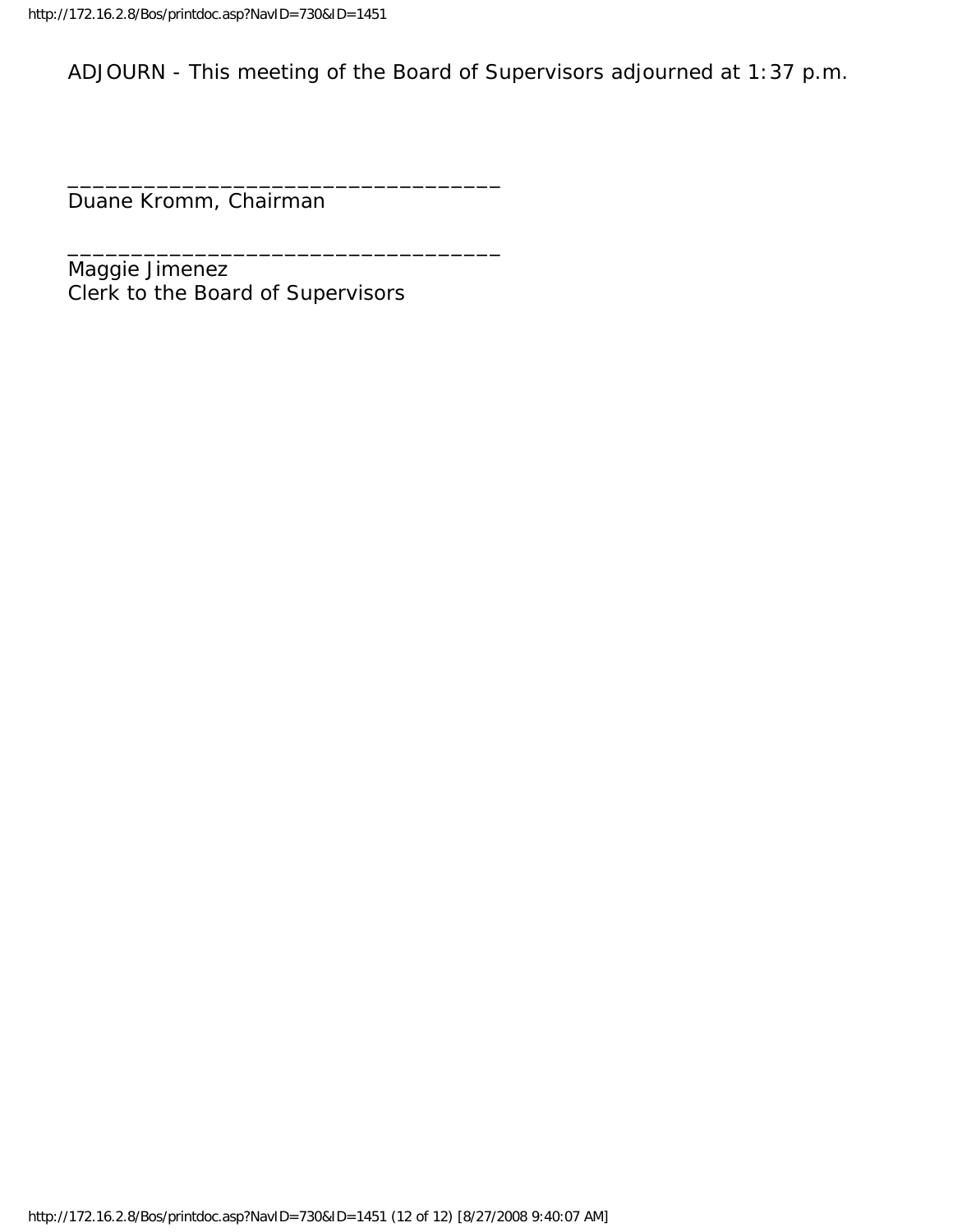ADJOURN - This meeting of the Board of Supervisors adjourned at 1:37 p.m.

_________________________________
Duane Kromm, Chairman

_________________________________
Maggie Jimenez
Clerk to the Board of Supervisors